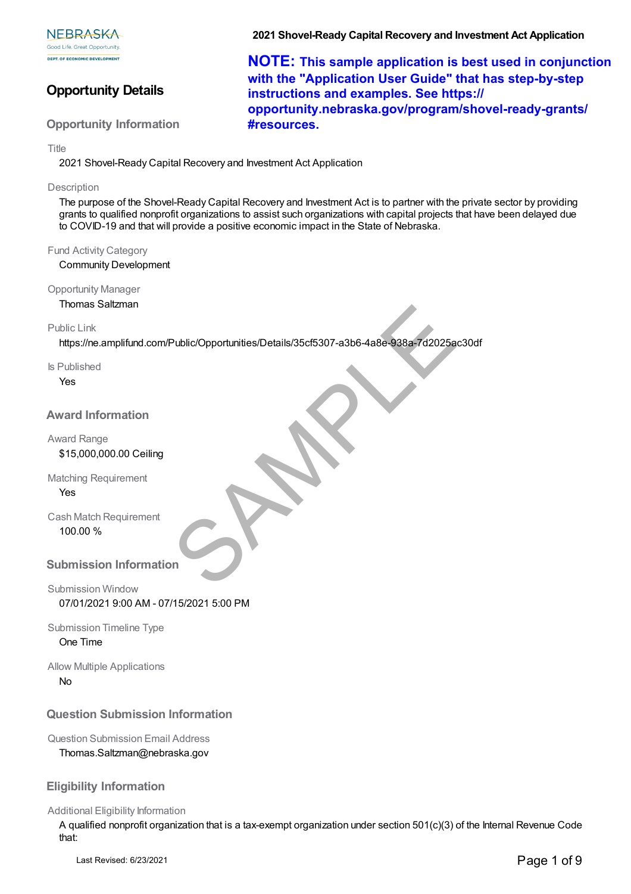**NOTE: This sample application is best used in conjunction with the "Application User Guide" that has step-by-step instructions and examples. See https://opportunity.nebraska.gov/program/shovel-ready-grants/#resources.**

# Opportunity Details

## Opportunity Information

Title

2021 Shovel-Ready Capital Recovery and Investment Act Application

Description

The purpose of the Shovel-Ready Capital Recovery and Investment Act is to partner with the private sector by providing grants to qualified nonprofit organizations to assist such organizations with capital projects that have been delayed due to COVID-19 and that will provide a positive economic impact in the State of Nebraska.

Fund Activity Category

Community Development

Opportunity Manager

Thomas Saltzman

Public Link

https://ne.amplifund.com/Public/Opportunities/Details/35cf5307-a3b6-4a8e-938a-7d2025ac30df

Is Published

Yes

## Award Information

Award Range

$15,000,000.00 Ceiling

Matching Requirement

Yes

Cash Match Requirement

100.00 %

## Submission Information

Submission Window

07/01/2021 9:00 AM - 07/15/2021 5:00 PM

Submission Timeline Type

One Time

Allow Multiple Applications

No

## Question Submission Information

Question Submission Email Address

Thomas.Saltzman@nebraska.gov

## Eligibility Information

Additional Eligibility Information

A qualified nonprofit organization that is a tax-exempt organization under section 501(c)(3) of the Internal Revenue Code that:

Last Revised: 6/23/2021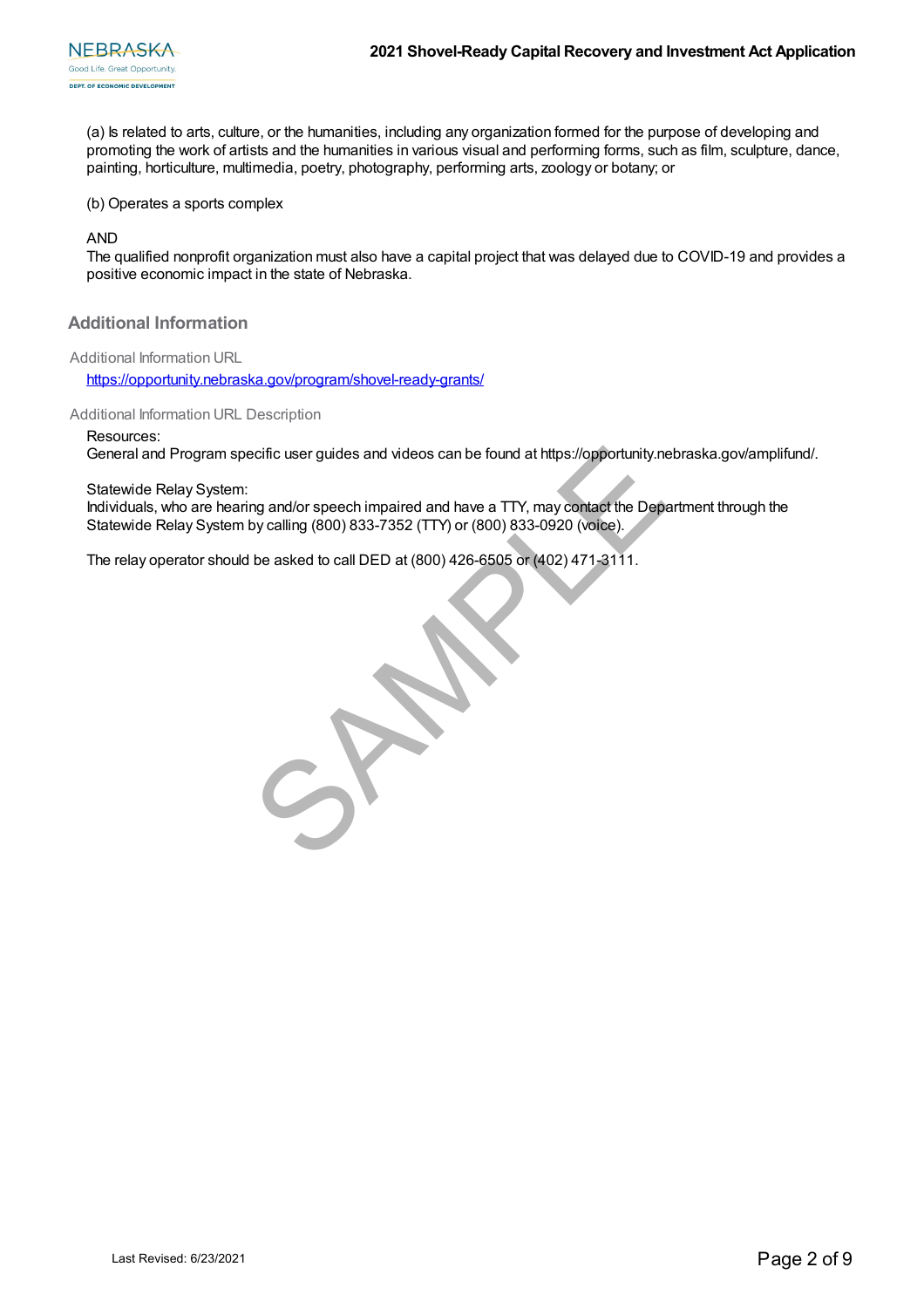(a) Is related to arts, culture, or the humanities, including any organization formed for the purpose of developing and promoting the work of artists and the humanities in various visual and performing forms, such as film, sculpture, dance, painting, horticulture, multimedia, poetry, photography, performing arts, zoology or botany; or

(b) Operates a sports complex

AND

The qualified nonprofit organization must also have a capital project that was delayed due to COVID-19 and provides a positive economic impact in the state of Nebraska.

## Additional Information

Additional Information URL

https://opportunity.nebraska.gov/program/shovel-ready-grants/

Additional Information URL Description

Resources:
General and Program specific user guides and videos can be found at https://opportunity.nebraska.gov/amplifund/.

Statewide Relay System:
Individuals, who are hearing and/or speech impaired and have a TTY, may contact the Department through the Statewide Relay System by calling (800) 833-7352 (TTY) or (800) 833-0920 (voice).

The relay operator should be asked to call DED at (800) 426-6505 or (402) 471-3111.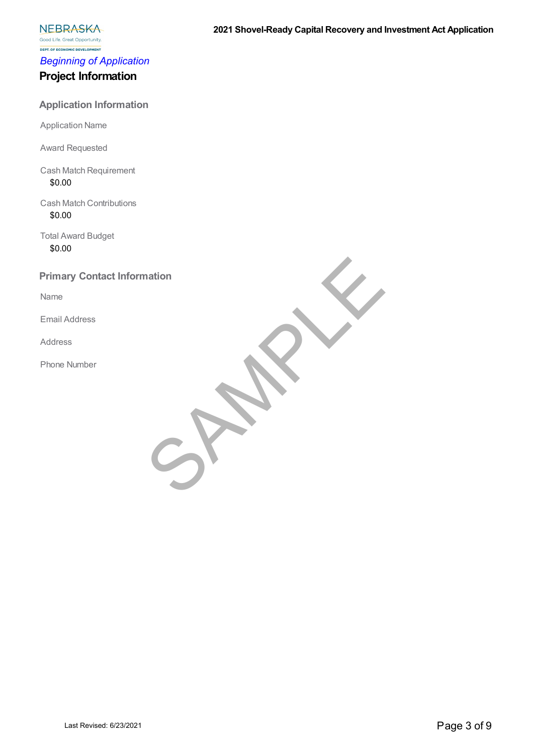*Beginning of Application*

# Project Information

## Application Information

Application Name

Award Requested

Cash Match Requirement
$0.00

Cash Match Contributions
$0.00

Total Award Budget
$0.00

## Primary Contact Information

Name

Email Address

Address

Phone Number

SAMPLE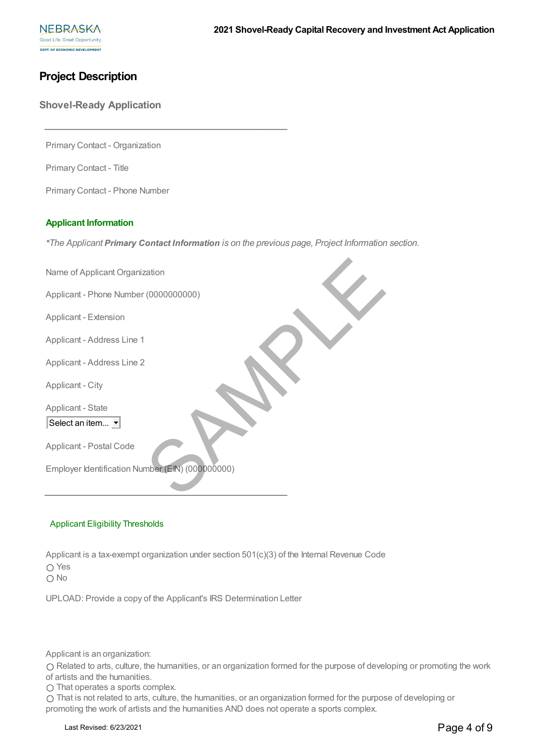## Project Description

### Shovel-Ready Application

---

Primary Contact - Organization

Primary Contact - Title

Primary Contact - Phone Number

#### Applicant Information

*\*The Applicant **Primary Contact Information** is on the previous page, Project Information section.*

Name of Applicant Organization

Applicant - Phone Number (0000000000)

Applicant - Extension

Applicant - Address Line 1

Applicant - Address Line 2

Applicant - City

Applicant - State

Select an item...

Applicant - Postal Code

Employer Identification Number (EIN) (000000000)

---

Applicant Eligibility Thresholds

Applicant is a tax-exempt organization under section 501(c)(3) of the Internal Revenue Code

○ Yes
○ No

UPLOAD: Provide a copy of the Applicant's IRS Determination Letter

Applicant is an organization:

○ Related to arts, culture, the humanities, or an organization formed for the purpose of developing or promoting the work of artists and the humanities.
○ That operates a sports complex.
○ That is not related to arts, culture, the humanities, or an organization formed for the purpose of developing or promoting the work of artists and the humanities AND does not operate a sports complex.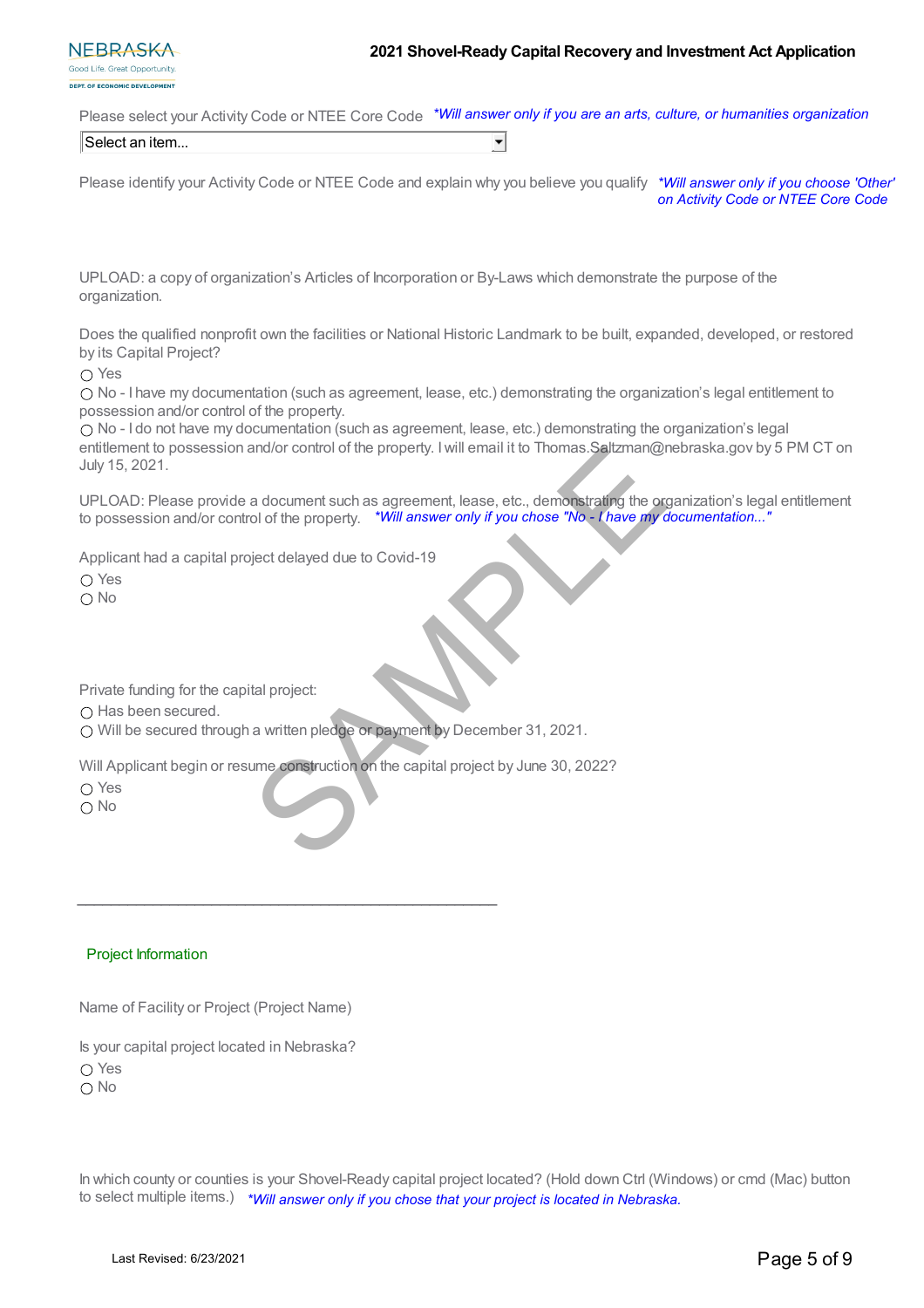Please select your Activity Code or NTEE Core Code *\*Will answer only if you are an arts, culture, or humanities organization*

Select an item...

Please identify your Activity Code or NTEE Code and explain why you believe you qualify *\*Will answer only if you choose 'Other' on Activity Code or NTEE Core Code*

UPLOAD: a copy of organization's Articles of Incorporation or By-Laws which demonstrate the purpose of the organization.

Does the qualified nonprofit own the facilities or National Historic Landmark to be built, expanded, developed, or restored by its Capital Project?

- ○ Yes
- ○ No - I have my documentation (such as agreement, lease, etc.) demonstrating the organization's legal entitlement to possession and/or control of the property.
- ○ No - I do not have my documentation (such as agreement, lease, etc.) demonstrating the organization's legal entitlement to possession and/or control of the property. I will email it to Thomas.Saltzman@nebraska.gov by 5 PM CT on July 15, 2021.

UPLOAD: Please provide a document such as agreement, lease, etc., demonstrating the organization's legal entitlement to possession and/or control of the property. *\*Will answer only if you chose "No - I have my documentation..."*

Applicant had a capital project delayed due to Covid-19

- ○ Yes
- ○ No

Private funding for the capital project:

- ○ Has been secured.
- ○ Will be secured through a written pledge or payment by December 31, 2021.

Will Applicant begin or resume construction on the capital project by June 30, 2022?

- ○ Yes
- ○ No

---

## Project Information

Name of Facility or Project (Project Name)

Is your capital project located in Nebraska?

- ○ Yes
- ○ No

In which county or counties is your Shovel-Ready capital project located? (Hold down Ctrl (Windows) or cmd (Mac) button to select multiple items.) *\*Will answer only if you chose that your project is located in Nebraska.*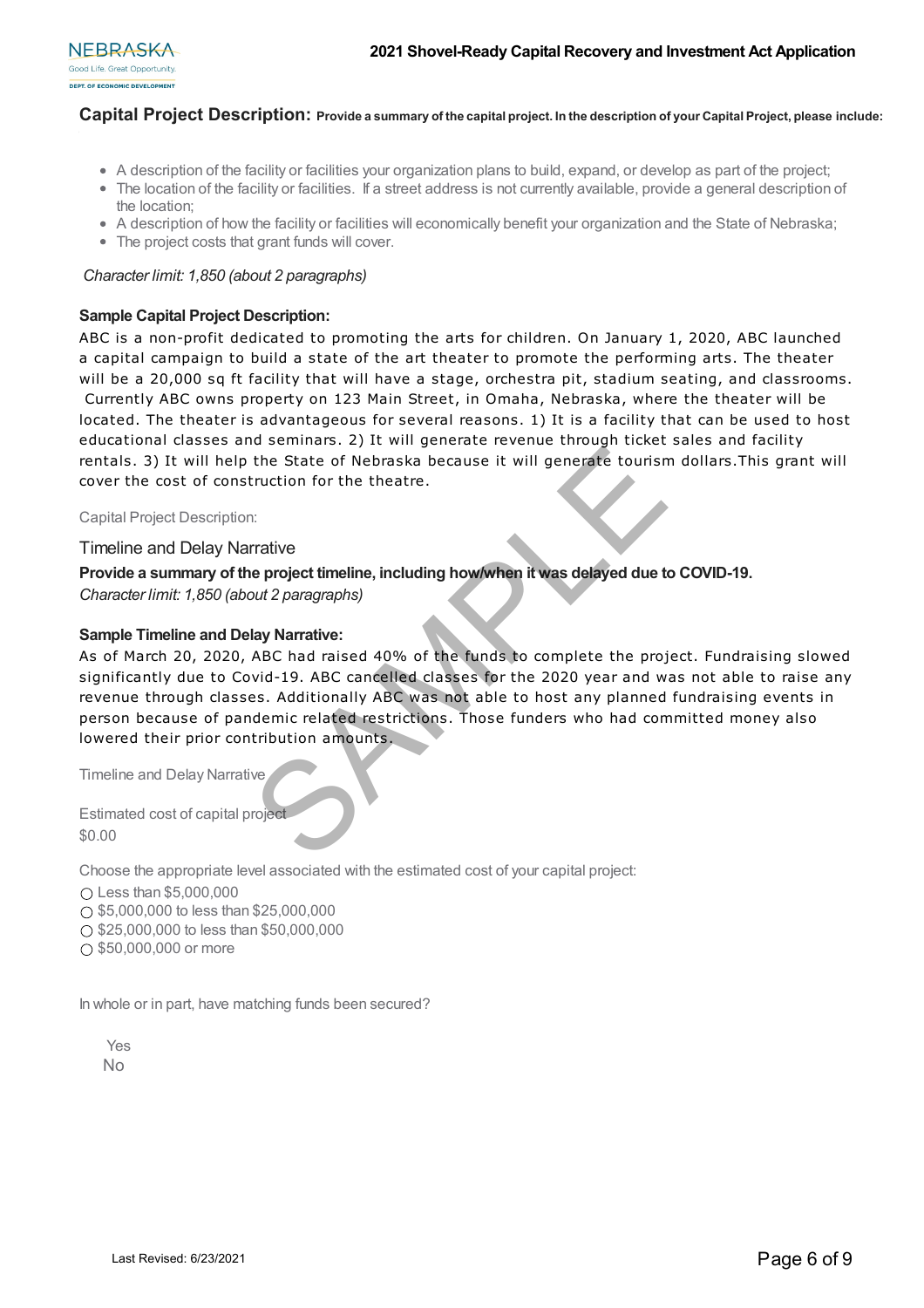## Capital Project Description: Provide a summary of the capital project. In the description of your Capital Project, please include:

- A description of the facility or facilities your organization plans to build, expand, or develop as part of the project;
- The location of the facility or facilities. If a street address is not currently available, provide a general description of the location;
- A description of how the facility or facilities will economically benefit your organization and the State of Nebraska;
- The project costs that grant funds will cover.

*Character limit: 1,850 (about 2 paragraphs)*

**Sample Capital Project Description:**

ABC is a non-profit dedicated to promoting the arts for children. On January 1, 2020, ABC launched a capital campaign to build a state of the art theater to promote the performing arts. The theater will be a 20,000 sq ft facility that will have a stage, orchestra pit, stadium seating, and classrooms. Currently ABC owns property on 123 Main Street, in Omaha, Nebraska, where the theater will be located. The theater is advantageous for several reasons. 1) It is a facility that can be used to host educational classes and seminars. 2) It will generate revenue through ticket sales and facility rentals. 3) It will help the State of Nebraska because it will generate tourism dollars.This grant will cover the cost of construction for the theatre.

Capital Project Description:

### Timeline and Delay Narrative

**Provide a summary of the project timeline, including how/when it was delayed due to COVID-19.**

*Character limit: 1,850 (about 2 paragraphs)*

**Sample Timeline and Delay Narrative:**

As of March 20, 2020, ABC had raised 40% of the funds to complete the project. Fundraising slowed significantly due to Covid-19. ABC cancelled classes for the 2020 year and was not able to raise any revenue through classes. Additionally ABC was not able to host any planned fundraising events in person because of pandemic related restrictions. Those funders who had committed money also lowered their prior contribution amounts.

Timeline and Delay Narrative

Estimated cost of capital project

$0.00

Choose the appropriate level associated with the estimated cost of your capital project:

- ○ Less than $5,000,000
- ○ $5,000,000 to less than $25,000,000
- ○ $25,000,000 to less than $50,000,000
- ○ $50,000,000 or more

In whole or in part, have matching funds been secured?

Yes

No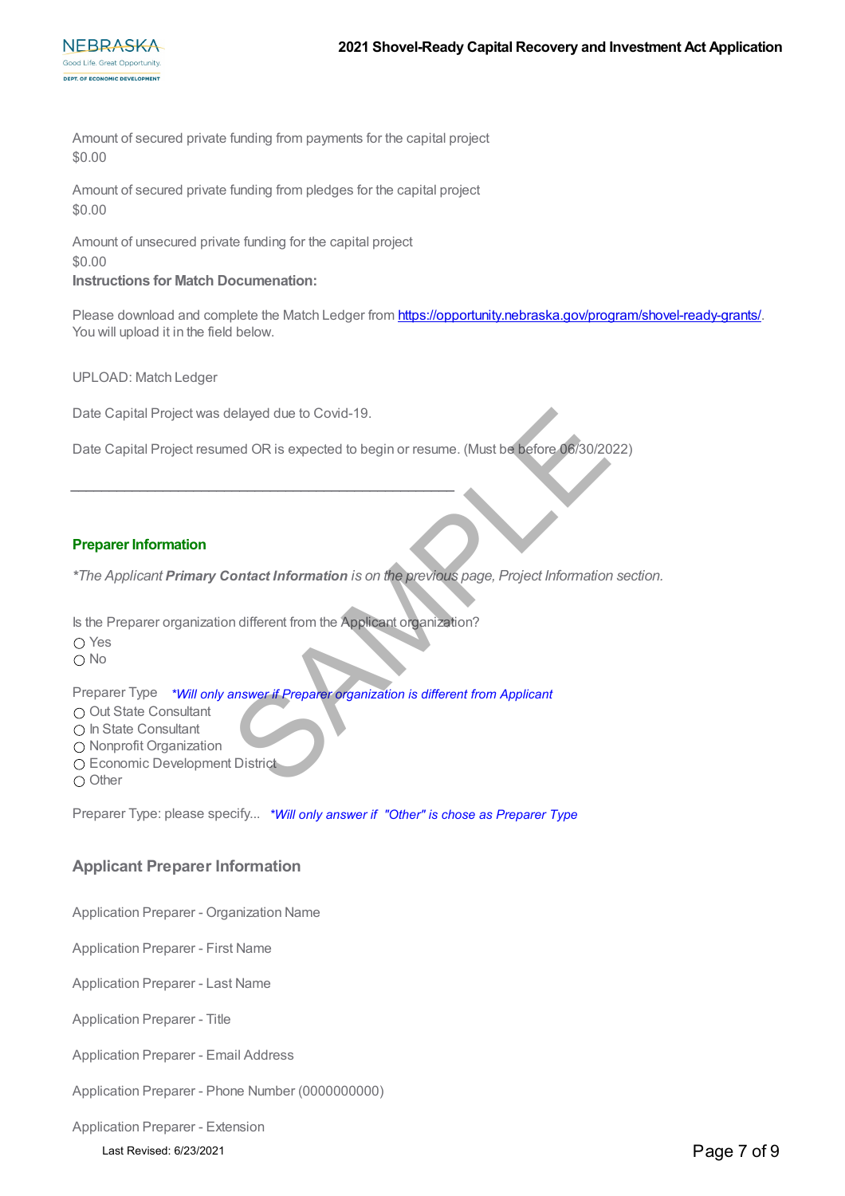Amount of secured private funding from payments for the capital project
$0.00

Amount of secured private funding from pledges for the capital project
$0.00

Amount of unsecured private funding for the capital project
$0.00

**Instructions for Match Documenation:**

Please download and complete the Match Ledger from https://opportunity.nebraska.gov/program/shovel-ready-grants/. You will upload it in the field below.

UPLOAD: Match Ledger

Date Capital Project was delayed due to Covid-19.

Date Capital Project resumed OR is expected to begin or resume. (Must be before 06/30/2022)

---

### Preparer Information

*\*The Applicant **Primary Contact Information** is on the previous page, Project Information section.*

Is the Preparer organization different from the Applicant organization?

- ○ Yes
- ○ No

Preparer Type *\*Will only answer if Preparer organization is different from Applicant*

- ○ Out State Consultant
- ○ In State Consultant
- ○ Nonprofit Organization
- ○ Economic Development District
- ○ Other

Preparer Type: please specify... *\*Will only answer if "Other" is chose as Preparer Type*

### Applicant Preparer Information

Application Preparer - Organization Name

Application Preparer - First Name

Application Preparer - Last Name

Application Preparer - Title

Application Preparer - Email Address

Application Preparer - Phone Number (0000000000)

Application Preparer - Extension

Last Revised: 6/23/2021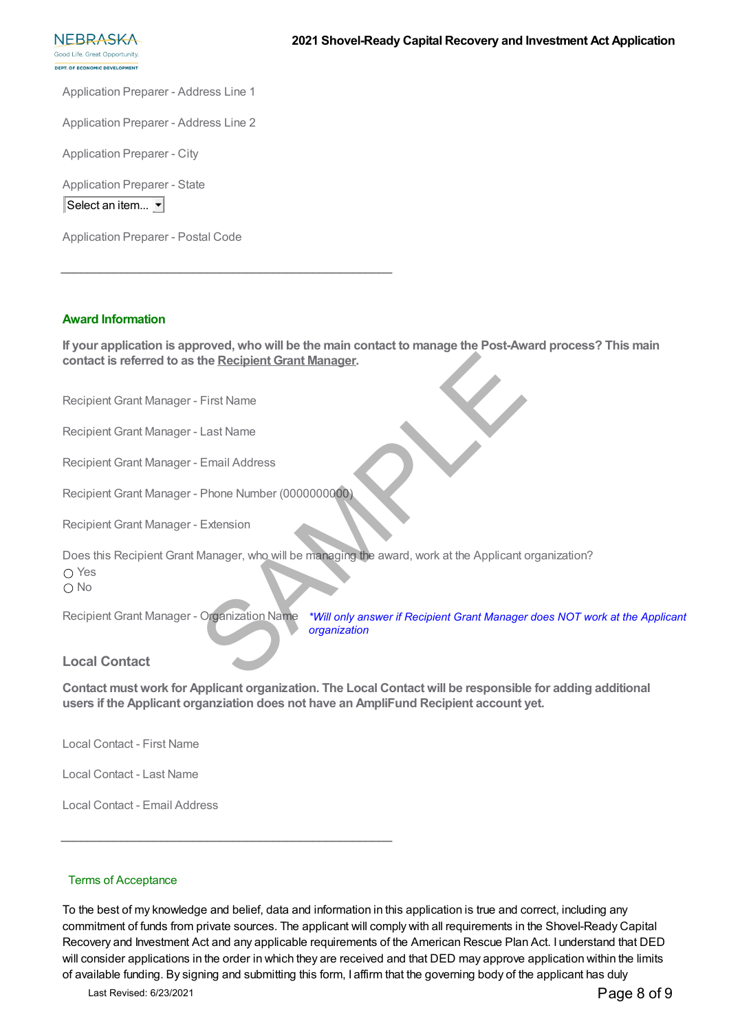Application Preparer - Address Line 1

Application Preparer - Address Line 2

Application Preparer - City

Application Preparer - State

Select an item...

Application Preparer - Postal Code

---

## Award Information

**If your application is approved, who will be the main contact to manage the Post-Award process? This main contact is referred to as the Recipient Grant Manager.**

Recipient Grant Manager - First Name

Recipient Grant Manager - Last Name

Recipient Grant Manager - Email Address

Recipient Grant Manager - Phone Number (0000000000)

Recipient Grant Manager - Extension

Does this Recipient Grant Manager, who will be managing the award, work at the Applicant organization?

- ○ Yes
- ○ No

Recipient Grant Manager - Organization Name *\*Will only answer if Recipient Grant Manager does NOT work at the Applicant organization*

## Local Contact

**Contact must work for Applicant organization. The Local Contact will be responsible for adding additional users if the Applicant organziation does not have an AmpliFund Recipient account yet.**

Local Contact - First Name

Local Contact - Last Name

Local Contact - Email Address

---

## Terms of Acceptance

To the best of my knowledge and belief, data and information in this application is true and correct, including any commitment of funds from private sources. The applicant will comply with all requirements in the Shovel-Ready Capital Recovery and Investment Act and any applicable requirements of the American Rescue Plan Act. I understand that DED will consider applications in the order in which they are received and that DED may approve application within the limits of available funding. By signing and submitting this form, I affirm that the governing body of the applicant has duly

Last Revised: 6/23/2021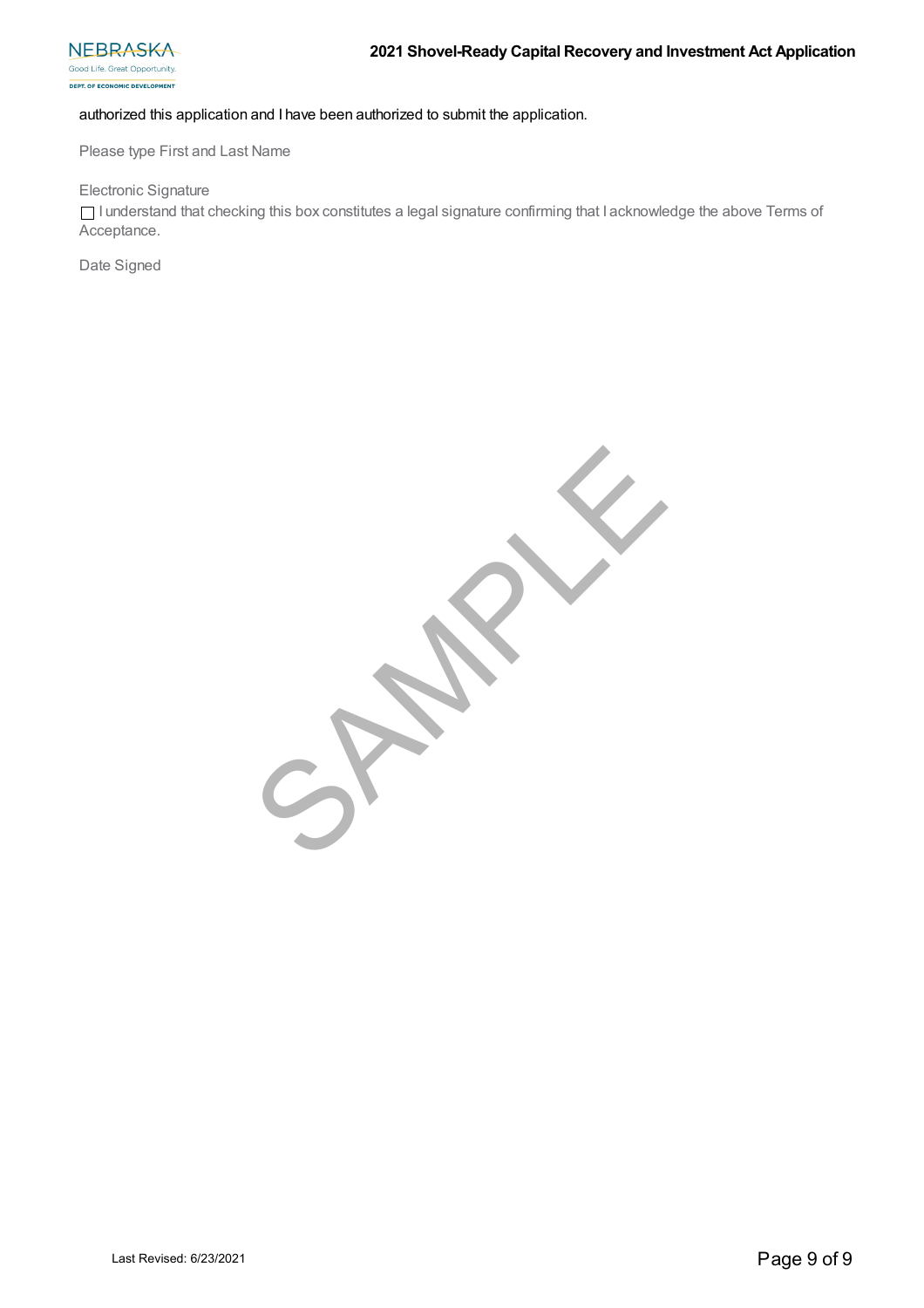authorized this application and I have been authorized to submit the application.

Please type First and Last Name

Electronic Signature

☐ I understand that checking this box constitutes a legal signature confirming that I acknowledge the above Terms of Acceptance.

Date Signed

SAMPLE